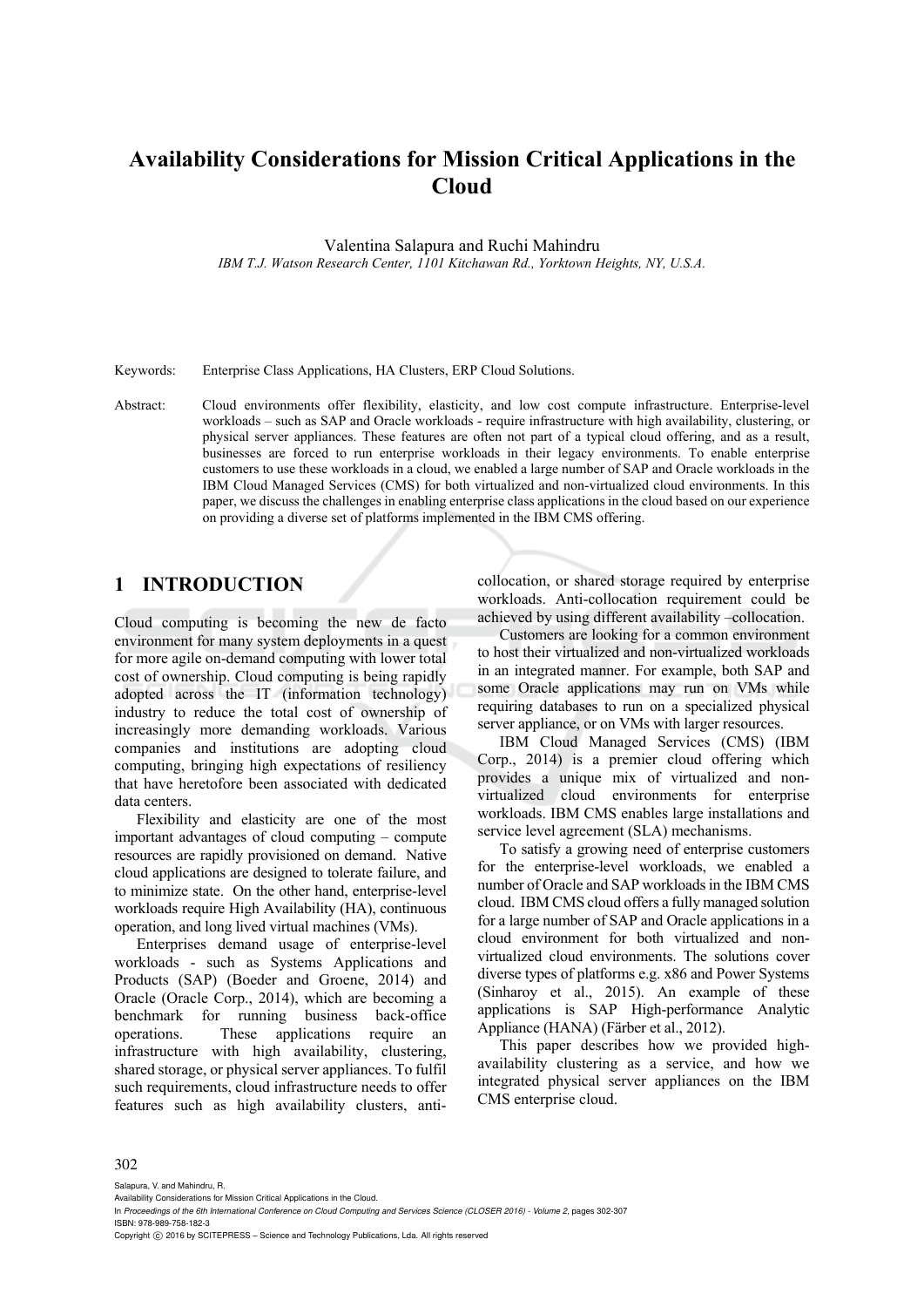# Availability Considerations for Mission Critical Applications in the Cloud

Valentina Salapura and Ruchi Mahindru

*IBM T.J. Watson Research Center, 1101 Kitchawan Rd., Yorktown Heights, NY, U.S.A.*

Keywords: Enterprise Class Applications, HA Clusters, ERP Cloud Solutions.

Abstract: Cloud environments offer flexibility, elasticity, and low cost compute infrastructure. Enterprise-level workloads – such as SAP and Oracle workloads - require infrastructure with high availability, clustering, or physical server appliances. These features are often not part of a typical cloud offering, and as a result, businesses are forced to run enterprise workloads in their legacy environments. To enable enterprise customers to use these workloads in a cloud, we enabled a large number of SAP and Oracle workloads in the IBM Cloud Managed Services (CMS) for both virtualized and non-virtualized cloud environments. In this paper, we discuss the challenges in enabling enterprise class applications in the cloud based on our experience on providing a diverse set of platforms implemented in the IBM CMS offering.

## 1 INTRODUCTION

Cloud computing is becoming the new de facto environment for many system deployments in a quest for more agile on-demand computing with lower total cost of ownership. Cloud computing is being rapidly adopted across the IT (information technology) industry to reduce the total cost of ownership of increasingly more demanding workloads. Various companies and institutions are adopting cloud computing, bringing high expectations of resiliency that have heretofore been associated with dedicated data centers.

Flexibility and elasticity are one of the most important advantages of cloud computing – compute resources are rapidly provisioned on demand. Native cloud applications are designed to tolerate failure, and to minimize state. On the other hand, enterprise-level workloads require High Availability (HA), continuous operation, and long lived virtual machines (VMs).

Enterprises demand usage of enterprise-level workloads - such as Systems Applications and Products (SAP) (Boeder and Groene, 2014) and Oracle (Oracle Corp., 2014), which are becoming a benchmark for running business back-office operations. These applications require an infrastructure with high availability, clustering, shared storage, or physical server appliances. To fulfil such requirements, cloud infrastructure needs to offer features such as high availability clusters, anti-collocation, or shared storage required by enterprise workloads. Anti-collocation requirement could be achieved by using different availability –collocation.

Customers are looking for a common environment to host their virtualized and non-virtualized workloads in an integrated manner. For example, both SAP and some Oracle applications may run on VMs while requiring databases to run on a specialized physical server appliance, or on VMs with larger resources.

IBM Cloud Managed Services (CMS) (IBM Corp., 2014) is a premier cloud offering which provides a unique mix of virtualized and non-virtualized cloud environments for enterprise workloads. IBM CMS enables large installations and service level agreement (SLA) mechanisms.

To satisfy a growing need of enterprise customers for the enterprise-level workloads, we enabled a number of Oracle and SAP workloads in the IBM CMS cloud. IBM CMS cloud offers a fully managed solution for a large number of SAP and Oracle applications in a cloud environment for both virtualized and non-virtualized cloud environments. The solutions cover diverse types of platforms e.g. x86 and Power Systems (Sinharoy et al., 2015). An example of these applications is SAP High-performance Analytic Appliance (HANA) (Färber et al., 2012).

This paper describes how we provided high-availability clustering as a service, and how we integrated physical server appliances on the IBM CMS enterprise cloud.

Salapura, V. and Mahindru, R.
Availability Considerations for Mission Critical Applications in the Cloud.
In *Proceedings of the 6th International Conference on Cloud Computing and Services Science (CLOSER 2016) - Volume 2*, pages 302-307
ISBN: 978-989-758-182-3
Copyright © 2016 by SCITEPRESS – Science and Technology Publications, Lda. All rights reserved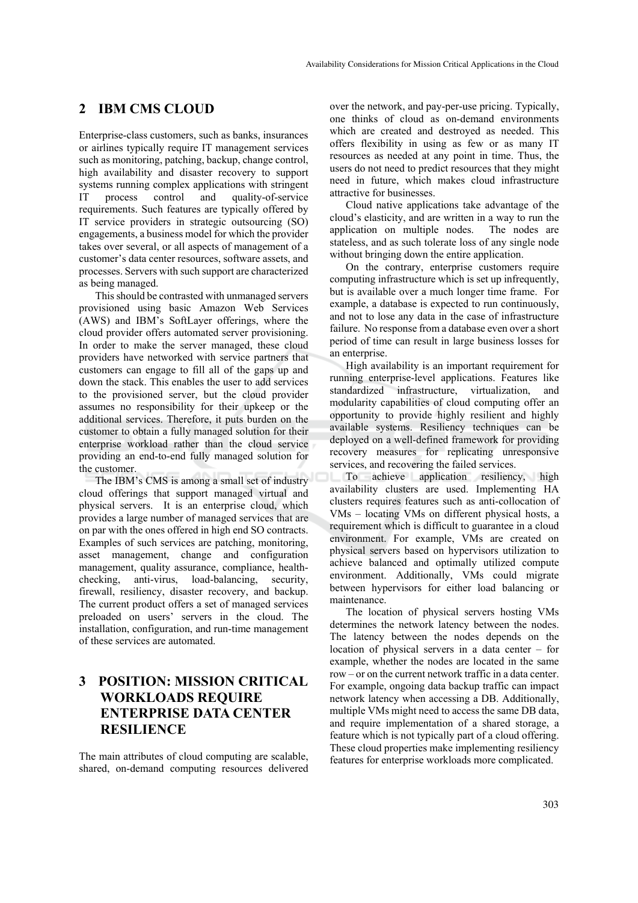## 2 IBM CMS CLOUD

Enterprise-class customers, such as banks, insurances or airlines typically require IT management services such as monitoring, patching, backup, change control, high availability and disaster recovery to support systems running complex applications with stringent IT process control and quality-of-service requirements. Such features are typically offered by IT service providers in strategic outsourcing (SO) engagements, a business model for which the provider takes over several, or all aspects of management of a customer's data center resources, software assets, and processes. Servers with such support are characterized as being managed.

This should be contrasted with unmanaged servers provisioned using basic Amazon Web Services (AWS) and IBM's SoftLayer offerings, where the cloud provider offers automated server provisioning. In order to make the server managed, these cloud providers have networked with service partners that customers can engage to fill all of the gaps up and down the stack. This enables the user to add services to the provisioned server, but the cloud provider assumes no responsibility for their upkeep or the additional services. Therefore, it puts burden on the customer to obtain a fully managed solution for their enterprise workload rather than the cloud service providing an end-to-end fully managed solution for the customer.

The IBM's CMS is among a small set of industry cloud offerings that support managed virtual and physical servers. It is an enterprise cloud, which provides a large number of managed services that are on par with the ones offered in high end SO contracts. Examples of such services are patching, monitoring, asset management, change and configuration management, quality assurance, compliance, health-checking, anti-virus, load-balancing, security, firewall, resiliency, disaster recovery, and backup. The current product offers a set of managed services preloaded on users' servers in the cloud. The installation, configuration, and run-time management of these services are automated.

## 3 POSITION: MISSION CRITICAL WORKLOADS REQUIRE ENTERPRISE DATA CENTER RESILIENCE

The main attributes of cloud computing are scalable, shared, on-demand computing resources delivered over the network, and pay-per-use pricing. Typically, one thinks of cloud as on-demand environments which are created and destroyed as needed. This offers flexibility in using as few or as many IT resources as needed at any point in time. Thus, the users do not need to predict resources that they might need in future, which makes cloud infrastructure attractive for businesses.

Cloud native applications take advantage of the cloud's elasticity, and are written in a way to run the application on multiple nodes. The nodes are stateless, and as such tolerate loss of any single node without bringing down the entire application.

On the contrary, enterprise customers require computing infrastructure which is set up infrequently, but is available over a much longer time frame. For example, a database is expected to run continuously, and not to lose any data in the case of infrastructure failure. No response from a database even over a short period of time can result in large business losses for an enterprise.

High availability is an important requirement for running enterprise-level applications. Features like standardized infrastructure, virtualization, and modularity capabilities of cloud computing offer an opportunity to provide highly resilient and highly available systems. Resiliency techniques can be deployed on a well-defined framework for providing recovery measures for replicating unresponsive services, and recovering the failed services.

To achieve application resiliency, high availability clusters are used. Implementing HA clusters requires features such as anti-collocation of VMs – locating VMs on different physical hosts, a requirement which is difficult to guarantee in a cloud environment. For example, VMs are created on physical servers based on hypervisors utilization to achieve balanced and optimally utilized compute environment. Additionally, VMs could migrate between hypervisors for either load balancing or maintenance.

The location of physical servers hosting VMs determines the network latency between the nodes. The latency between the nodes depends on the location of physical servers in a data center – for example, whether the nodes are located in the same row – or on the current network traffic in a data center. For example, ongoing data backup traffic can impact network latency when accessing a DB. Additionally, multiple VMs might need to access the same DB data, and require implementation of a shared storage, a feature which is not typically part of a cloud offering. These cloud properties make implementing resiliency features for enterprise workloads more complicated.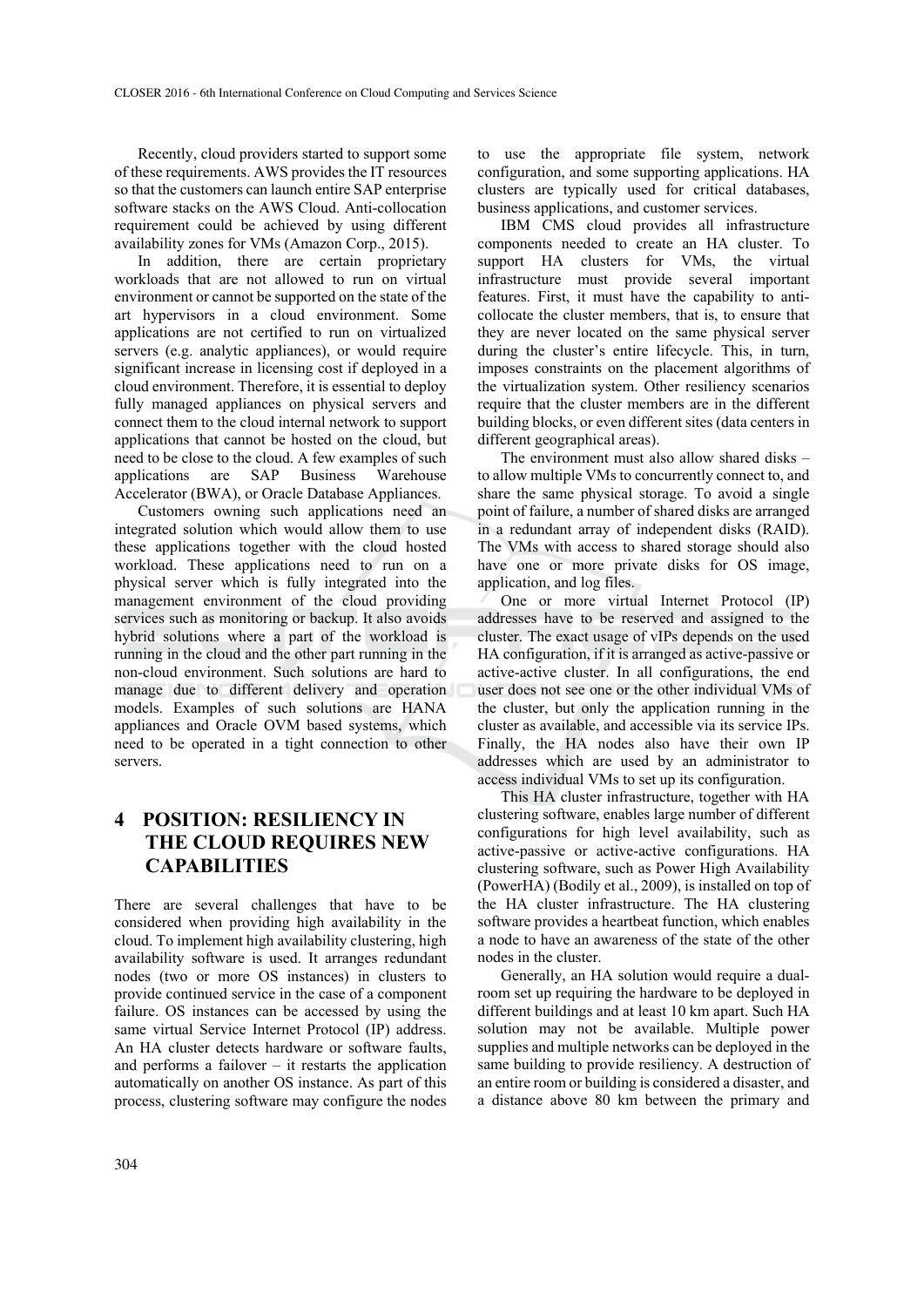Recently, cloud providers started to support some of these requirements. AWS provides the IT resources so that the customers can launch entire SAP enterprise software stacks on the AWS Cloud. Anti-collocation requirement could be achieved by using different availability zones for VMs (Amazon Corp., 2015).

In addition, there are certain proprietary workloads that are not allowed to run on virtual environment or cannot be supported on the state of the art hypervisors in a cloud environment. Some applications are not certified to run on virtualized servers (e.g. analytic appliances), or would require significant increase in licensing cost if deployed in a cloud environment. Therefore, it is essential to deploy fully managed appliances on physical servers and connect them to the cloud internal network to support applications that cannot be hosted on the cloud, but need to be close to the cloud. A few examples of such applications are SAP Business Warehouse Accelerator (BWA), or Oracle Database Appliances.

Customers owning such applications need an integrated solution which would allow them to use these applications together with the cloud hosted workload. These applications need to run on a physical server which is fully integrated into the management environment of the cloud providing services such as monitoring or backup. It also avoids hybrid solutions where a part of the workload is running in the cloud and the other part running in the non-cloud environment. Such solutions are hard to manage due to different delivery and operation models. Examples of such solutions are HANA appliances and Oracle OVM based systems, which need to be operated in a tight connection to other servers.

# 4 POSITION: RESILIENCY IN THE CLOUD REQUIRES NEW CAPABILITIES

There are several challenges that have to be considered when providing high availability in the cloud. To implement high availability clustering, high availability software is used. It arranges redundant nodes (two or more OS instances) in clusters to provide continued service in the case of a component failure. OS instances can be accessed by using the same virtual Service Internet Protocol (IP) address. An HA cluster detects hardware or software faults, and performs a failover – it restarts the application automatically on another OS instance. As part of this process, clustering software may configure the nodes to use the appropriate file system, network configuration, and some supporting applications. HA clusters are typically used for critical databases, business applications, and customer services.

IBM CMS cloud provides all infrastructure components needed to create an HA cluster. To support HA clusters for VMs, the virtual infrastructure must provide several important features. First, it must have the capability to anti-collocate the cluster members, that is, to ensure that they are never located on the same physical server during the cluster's entire lifecycle. This, in turn, imposes constraints on the placement algorithms of the virtualization system. Other resiliency scenarios require that the cluster members are in the different building blocks, or even different sites (data centers in different geographical areas).

The environment must also allow shared disks – to allow multiple VMs to concurrently connect to, and share the same physical storage. To avoid a single point of failure, a number of shared disks are arranged in a redundant array of independent disks (RAID). The VMs with access to shared storage should also have one or more private disks for OS image, application, and log files.

One or more virtual Internet Protocol (IP) addresses have to be reserved and assigned to the cluster. The exact usage of vIPs depends on the used HA configuration, if it is arranged as active-passive or active-active cluster. In all configurations, the end user does not see one or the other individual VMs of the cluster, but only the application running in the cluster as available, and accessible via its service IPs. Finally, the HA nodes also have their own IP addresses which are used by an administrator to access individual VMs to set up its configuration.

This HA cluster infrastructure, together with HA clustering software, enables large number of different configurations for high level availability, such as active-passive or active-active configurations. HA clustering software, such as Power High Availability (PowerHA) (Bodily et al., 2009), is installed on top of the HA cluster infrastructure. The HA clustering software provides a heartbeat function, which enables a node to have an awareness of the state of the other nodes in the cluster.

Generally, an HA solution would require a dual-room set up requiring the hardware to be deployed in different buildings and at least 10 km apart. Such HA solution may not be available. Multiple power supplies and multiple networks can be deployed in the same building to provide resiliency. A destruction of an entire room or building is considered a disaster, and a distance above 80 km between the primary and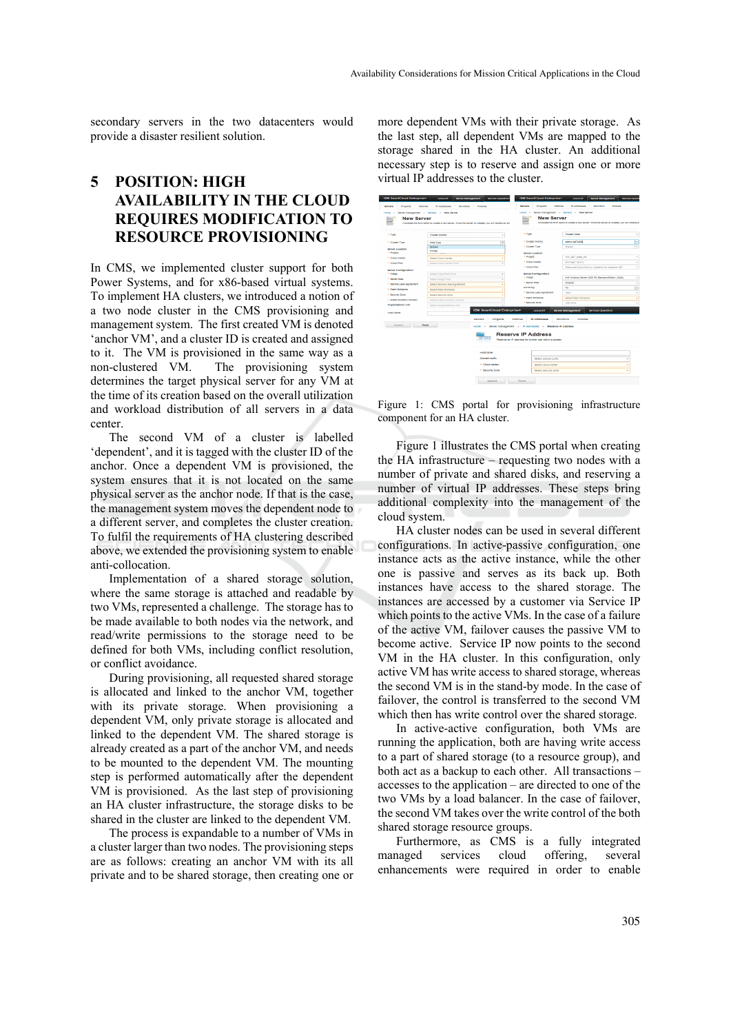secondary servers in the two datacenters would provide a disaster resilient solution.

# 5 POSITION: HIGH AVAILABILITY IN THE CLOUD REQUIRES MODIFICATION TO RESOURCE PROVISIONING

In CMS, we implemented cluster support for both Power Systems, and for x86-based virtual systems. To implement HA clusters, we introduced a notion of a two node cluster in the CMS provisioning and management system. The first created VM is denoted 'anchor VM', and a cluster ID is created and assigned to it. The VM is provisioned in the same way as a non-clustered VM. The provisioning system determines the target physical server for any VM at the time of its creation based on the overall utilization and workload distribution of all servers in a data center.

The second VM of a cluster is labelled 'dependent', and it is tagged with the cluster ID of the anchor. Once a dependent VM is provisioned, the system ensures that it is not located on the same physical server as the anchor node. If that is the case, the management system moves the dependent node to a different server, and completes the cluster creation. To fulfil the requirements of HA clustering described above, we extended the provisioning system to enable anti-collocation.

Implementation of a shared storage solution, where the same storage is attached and readable by two VMs, represented a challenge. The storage has to be made available to both nodes via the network, and read/write permissions to the storage need to be defined for both VMs, including conflict resolution, or conflict avoidance.

During provisioning, all requested shared storage is allocated and linked to the anchor VM, together with its private storage. When provisioning a dependent VM, only private storage is allocated and linked to the dependent VM. The shared storage is already created as a part of the anchor VM, and needs to be mounted to the dependent VM. The mounting step is performed automatically after the dependent VM is provisioned. As the last step of provisioning an HA cluster infrastructure, the storage disks to be shared in the cluster are linked to the dependent VM.

The process is expandable to a number of VMs in a cluster larger than two nodes. The provisioning steps are as follows: creating an anchor VM with its all private and to be shared storage, then creating one or more dependent VMs with their private storage. As the last step, all dependent VMs are mapped to the storage shared in the HA cluster. An additional necessary step is to reserve and assign one or more virtual IP addresses to the cluster.

Figure 1: CMS portal for provisioning infrastructure component for an HA cluster.

Figure 1 illustrates the CMS portal when creating the HA infrastructure – requesting two nodes with a number of private and shared disks, and reserving a number of virtual IP addresses. These steps bring additional complexity into the management of the cloud system.

HA cluster nodes can be used in several different configurations. In active-passive configuration, one instance acts as the active instance, while the other one is passive and serves as its back up. Both instances have access to the shared storage. The instances are accessed by a customer via Service IP which points to the active VMs. In the case of a failure of the active VM, failover causes the passive VM to become active. Service IP now points to the second VM in the HA cluster. In this configuration, only active VM has write access to shared storage, whereas the second VM is in the stand-by mode. In the case of failover, the control is transferred to the second VM which then has write control over the shared storage.

In active-active configuration, both VMs are running the application, both are having write access to a part of shared storage (to a resource group), and both act as a backup to each other. All transactions – accesses to the application – are directed to one of the two VMs by a load balancer. In the case of failover, the second VM takes over the write control of the both shared storage resource groups.

Furthermore, as CMS is a fully integrated managed services cloud offering, several enhancements were required in order to enable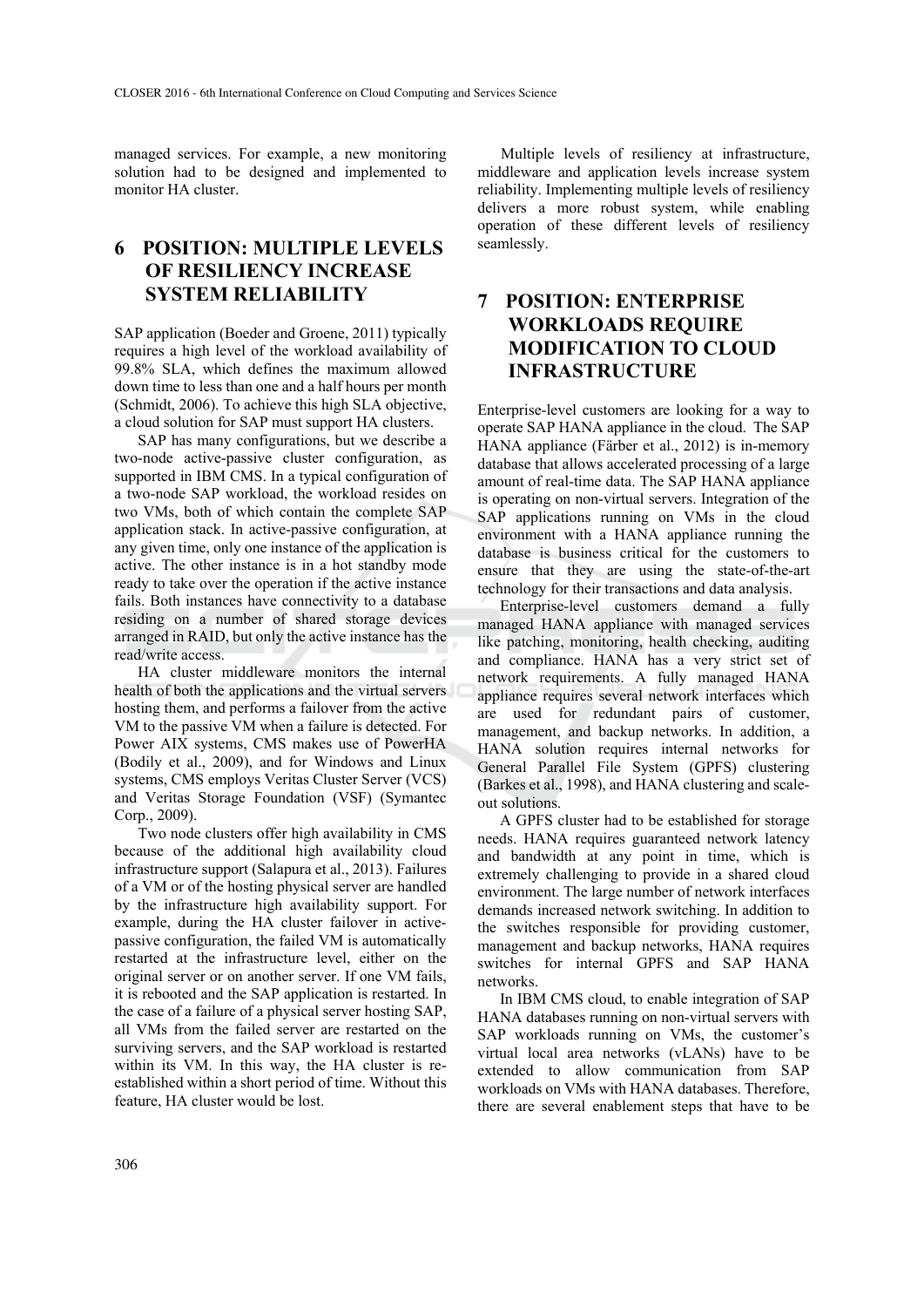managed services. For example, a new monitoring solution had to be designed and implemented to monitor HA cluster.

## 6 POSITION: MULTIPLE LEVELS OF RESILIENCY INCREASE SYSTEM RELIABILITY

SAP application (Boeder and Groene, 2011) typically requires a high level of the workload availability of 99.8% SLA, which defines the maximum allowed down time to less than one and a half hours per month (Schmidt, 2006). To achieve this high SLA objective, a cloud solution for SAP must support HA clusters.

SAP has many configurations, but we describe a two-node active-passive cluster configuration, as supported in IBM CMS. In a typical configuration of a two-node SAP workload, the workload resides on two VMs, both of which contain the complete SAP application stack. In active-passive configuration, at any given time, only one instance of the application is active. The other instance is in a hot standby mode ready to take over the operation if the active instance fails. Both instances have connectivity to a database residing on a number of shared storage devices arranged in RAID, but only the active instance has the read/write access.

HA cluster middleware monitors the internal health of both the applications and the virtual servers hosting them, and performs a failover from the active VM to the passive VM when a failure is detected. For Power AIX systems, CMS makes use of PowerHA (Bodily et al., 2009), and for Windows and Linux systems, CMS employs Veritas Cluster Server (VCS) and Veritas Storage Foundation (VSF) (Symantec Corp., 2009).

Two node clusters offer high availability in CMS because of the additional high availability cloud infrastructure support (Salapura et al., 2013). Failures of a VM or of the hosting physical server are handled by the infrastructure high availability support. For example, during the HA cluster failover in active-passive configuration, the failed VM is automatically restarted at the infrastructure level, either on the original server or on another server. If one VM fails, it is rebooted and the SAP application is restarted. In the case of a failure of a physical server hosting SAP, all VMs from the failed server are restarted on the surviving servers, and the SAP workload is restarted within its VM. In this way, the HA cluster is re-established within a short period of time. Without this feature, HA cluster would be lost.

Multiple levels of resiliency at infrastructure, middleware and application levels increase system reliability. Implementing multiple levels of resiliency delivers a more robust system, while enabling operation of these different levels of resiliency seamlessly.

## 7 POSITION: ENTERPRISE WORKLOADS REQUIRE MODIFICATION TO CLOUD INFRASTRUCTURE

Enterprise-level customers are looking for a way to operate SAP HANA appliance in the cloud. The SAP HANA appliance (Färber et al., 2012) is in-memory database that allows accelerated processing of a large amount of real-time data. The SAP HANA appliance is operating on non-virtual servers. Integration of the SAP applications running on VMs in the cloud environment with a HANA appliance running the database is business critical for the customers to ensure that they are using the state-of-the-art technology for their transactions and data analysis.

Enterprise-level customers demand a fully managed HANA appliance with managed services like patching, monitoring, health checking, auditing and compliance. HANA has a very strict set of network requirements. A fully managed HANA appliance requires several network interfaces which are used for redundant pairs of customer, management, and backup networks. In addition, a HANA solution requires internal networks for General Parallel File System (GPFS) clustering (Barkes et al., 1998), and HANA clustering and scale-out solutions.

A GPFS cluster had to be established for storage needs. HANA requires guaranteed network latency and bandwidth at any point in time, which is extremely challenging to provide in a shared cloud environment. The large number of network interfaces demands increased network switching. In addition to the switches responsible for providing customer, management and backup networks, HANA requires switches for internal GPFS and SAP HANA networks.

In IBM CMS cloud, to enable integration of SAP HANA databases running on non-virtual servers with SAP workloads running on VMs, the customer's virtual local area networks (vLANs) have to be extended to allow communication from SAP workloads on VMs with HANA databases. Therefore, there are several enablement steps that have to be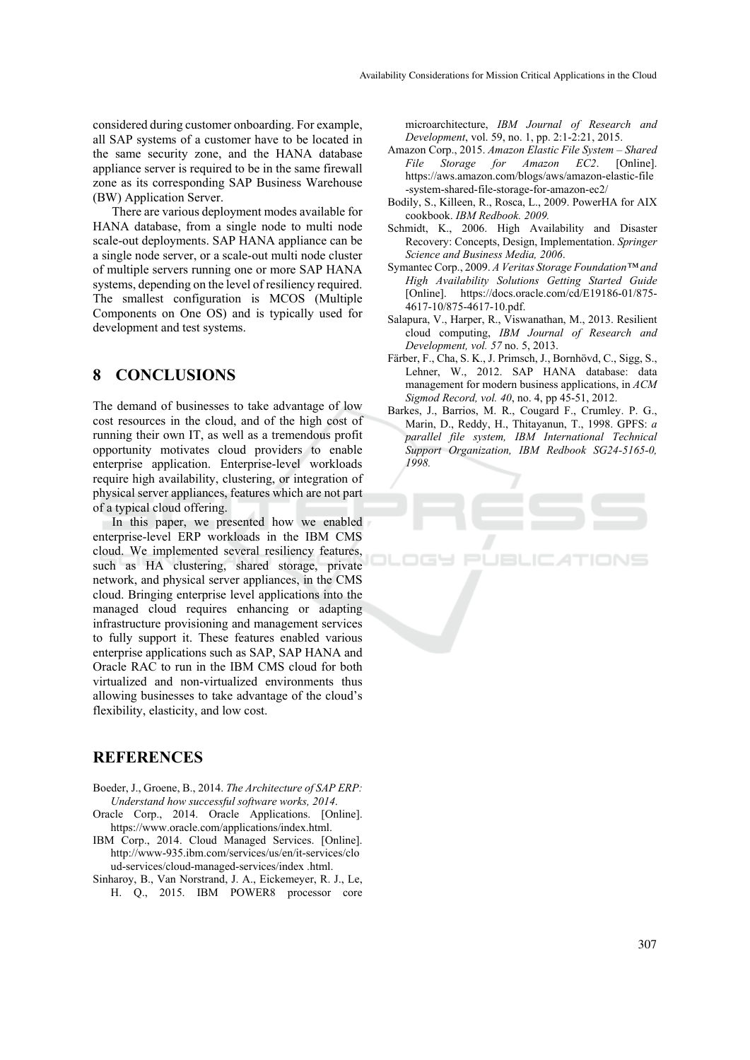considered during customer onboarding. For example, all SAP systems of a customer have to be located in the same security zone, and the HANA database appliance server is required to be in the same firewall zone as its corresponding SAP Business Warehouse (BW) Application Server.

There are various deployment modes available for HANA database, from a single node to multi node scale-out deployments. SAP HANA appliance can be a single node server, or a scale-out multi node cluster of multiple servers running one or more SAP HANA systems, depending on the level of resiliency required. The smallest configuration is MCOS (Multiple Components on One OS) and is typically used for development and test systems.

## 8 CONCLUSIONS

The demand of businesses to take advantage of low cost resources in the cloud, and of the high cost of running their own IT, as well as a tremendous profit opportunity motivates cloud providers to enable enterprise application. Enterprise-level workloads require high availability, clustering, or integration of physical server appliances, features which are not part of a typical cloud offering.

In this paper, we presented how we enabled enterprise-level ERP workloads in the IBM CMS cloud. We implemented several resiliency features, such as HA clustering, shared storage, private network, and physical server appliances, in the CMS cloud. Bringing enterprise level applications into the managed cloud requires enhancing or adapting infrastructure provisioning and management services to fully support it. These features enabled various enterprise applications such as SAP, SAP HANA and Oracle RAC to run in the IBM CMS cloud for both virtualized and non-virtualized environments thus allowing businesses to take advantage of the cloud's flexibility, elasticity, and low cost.

## REFERENCES

Boeder, J., Groene, B., 2014. *The Architecture of SAP ERP: Understand how successful software works, 2014*.

Oracle Corp., 2014. Oracle Applications. [Online]. https://www.oracle.com/applications/index.html.

IBM Corp., 2014. Cloud Managed Services. [Online]. http://www-935.ibm.com/services/us/en/it-services/cloud-services/cloud-managed-services/index .html.

Sinharoy, B., Van Norstrand, J. A., Eickemeyer, R. J., Le, H. Q., 2015. IBM POWER8 processor core microarchitecture, *IBM Journal of Research and Development*, vol. 59, no. 1, pp. 2:1-2:21, 2015.

Amazon Corp., 2015. *Amazon Elastic File System – Shared File Storage for Amazon EC2*. [Online]. https://aws.amazon.com/blogs/aws/amazon-elastic-file-system-shared-file-storage-for-amazon-ec2/

Bodily, S., Killeen, R., Rosca, L., 2009. PowerHA for AIX cookbook. *IBM Redbook. 2009.*

Schmidt, K., 2006. High Availability and Disaster Recovery: Concepts, Design, Implementation. *Springer Science and Business Media, 2006*.

Symantec Corp., 2009. *A Veritas Storage Foundation™ and High Availability Solutions Getting Started Guide* [Online]. https://docs.oracle.com/cd/E19186-01/875-4617-10/875-4617-10.pdf.

Salapura, V., Harper, R., Viswanathan, M., 2013. Resilient cloud computing, *IBM Journal of Research and Development, vol. 57* no. 5, 2013.

Färber, F., Cha, S. K., J. Primsch, J., Bornhövd, C., Sigg, S., Lehner, W., 2012. SAP HANA database: data management for modern business applications, in *ACM Sigmod Record, vol. 40*, no. 4, pp 45-51, 2012.

Barkes, J., Barrios, M. R., Cougard F., Crumley. P. G., Marin, D., Reddy, H., Thitayanun, T., 1998. GPFS: *a parallel file system, IBM International Technical Support Organization, IBM Redbook SG24-5165-0, 1998.*